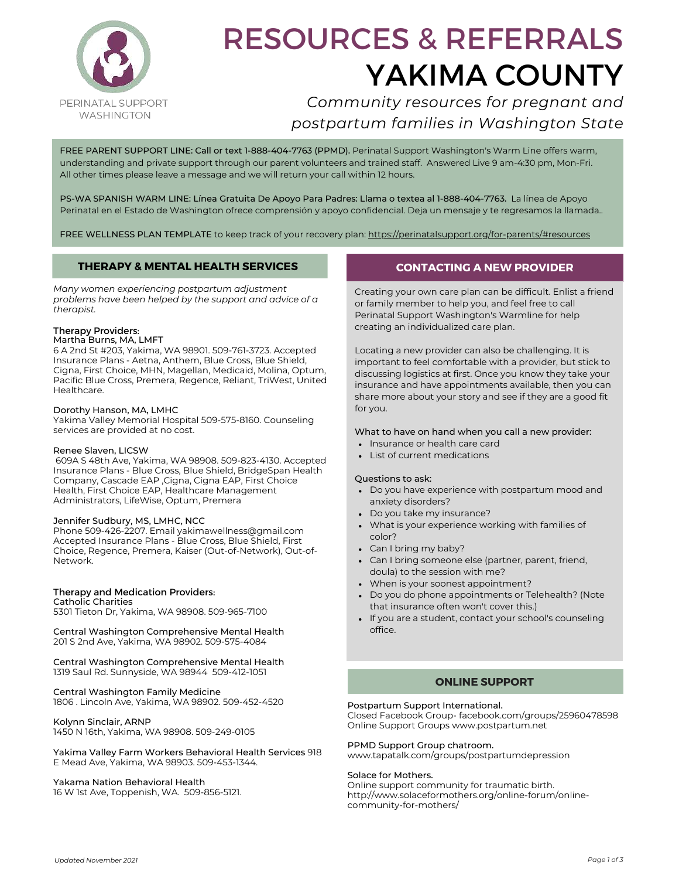PERINATAL SUPPORT WASHINGTON

# RESOURCES & REFERRALS
# YAKIMA COUNTY

*Community resources for pregnant and postpartum families in Washington State*

FREE PARENT SUPPORT LINE: Call or text 1-888-404-7763 (PPMD). Perinatal Support Washington's Warm Line offers warm, understanding and private support through our parent volunteers and trained staff. Answered Live 9 am-4:30 pm, Mon-Fri. All other times please leave a message and we will return your call within 12 hours.

PS-WA SPANISH WARM LINE: Línea Gratuita De Apoyo Para Padres: Llama o textea al 1-888-404-7763. La línea de Apoyo Perinatal en el Estado de Washington ofrece comprensión y apoyo confidencial. Deja un mensaje y te regresamos la llamada..

FREE WELLNESS PLAN TEMPLATE to keep track of your recovery plan: https://perinatalsupport.org/for-parents/#resources

## THERAPY & MENTAL HEALTH SERVICES

*Many women experiencing postpartum adjustment problems have been helped by the support and advice of a therapist.*

### Therapy Providers:

Martha Burns, MA, LMFT
6 A 2nd St #203, Yakima, WA 98901. 509-761-3723. Accepted Insurance Plans - Aetna, Anthem, Blue Cross, Blue Shield, Cigna, First Choice, MHN, Magellan, Medicaid, Molina, Optum, Pacific Blue Cross, Premera, Regence, Reliant, TriWest, United Healthcare.

Dorothy Hanson, MA, LMHC
Yakima Valley Memorial Hospital 509-575-8160. Counseling services are provided at no cost.

Renee Slaven, LICSW
609A S 48th Ave, Yakima, WA 98908. 509-823-4130. Accepted Insurance Plans - Blue Cross, Blue Shield, BridgeSpan Health Company, Cascade EAP ,Cigna, Cigna EAP, First Choice Health, First Choice EAP, Healthcare Management Administrators, LifeWise, Optum, Premera

Jennifer Sudbury, MS, LMHC, NCC
Phone 509-426-2207. Email yakimawellness@gmail.com Accepted Insurance Plans - Blue Cross, Blue Shield, First Choice, Regence, Premera, Kaiser (Out-of-Network), Out-of-Network.

### Therapy and Medication Providers:

Catholic Charities
5301 Tieton Dr, Yakima, WA 98908. 509-965-7100

Central Washington Comprehensive Mental Health
201 S 2nd Ave, Yakima, WA 98902. 509-575-4084

Central Washington Comprehensive Mental Health
1319 Saul Rd. Sunnyside, WA 98944 509-412-1051

Central Washington Family Medicine
1806 . Lincoln Ave, Yakima, WA 98902. 509-452-4520

Kolynn Sinclair, ARNP
1450 N 16th, Yakima, WA 98908. 509-249-0105

Yakima Valley Farm Workers Behavioral Health Services 918 E Mead Ave, Yakima, WA 98903. 509-453-1344.

Yakama Nation Behavioral Health
16 W 1st Ave, Toppenish, WA. 509-856-5121.

## CONTACTING A NEW PROVIDER

Creating your own care plan can be difficult. Enlist a friend or family member to help you, and feel free to call Perinatal Support Washington's Warmline for help creating an individualized care plan.

Locating a new provider can also be challenging. It is important to feel comfortable with a provider, but stick to discussing logistics at first. Once you know they take your insurance and have appointments available, then you can share more about your story and see if they are a good fit for you.

What to have on hand when you call a new provider:

- Insurance or health care card
- List of current medications

Questions to ask:

- Do you have experience with postpartum mood and anxiety disorders?
- Do you take my insurance?
- What is your experience working with families of color?
- Can I bring my baby?
- Can I bring someone else (partner, parent, friend, doula) to the session with me?
- When is your soonest appointment?
- Do you do phone appointments or Telehealth? (Note that insurance often won't cover this.)
- If you are a student, contact your school's counseling office.

## ONLINE SUPPORT

Postpartum Support International.
Closed Facebook Group- facebook.com/groups/25960478598
Online Support Groups www.postpartum.net

PPMD Support Group chatroom.
www.tapatalk.com/groups/postpartumdepression

Solace for Mothers.
Online support community for traumatic birth.
http://www.solaceformothers.org/online-forum/online-community-for-mothers/

*Updated November 2021*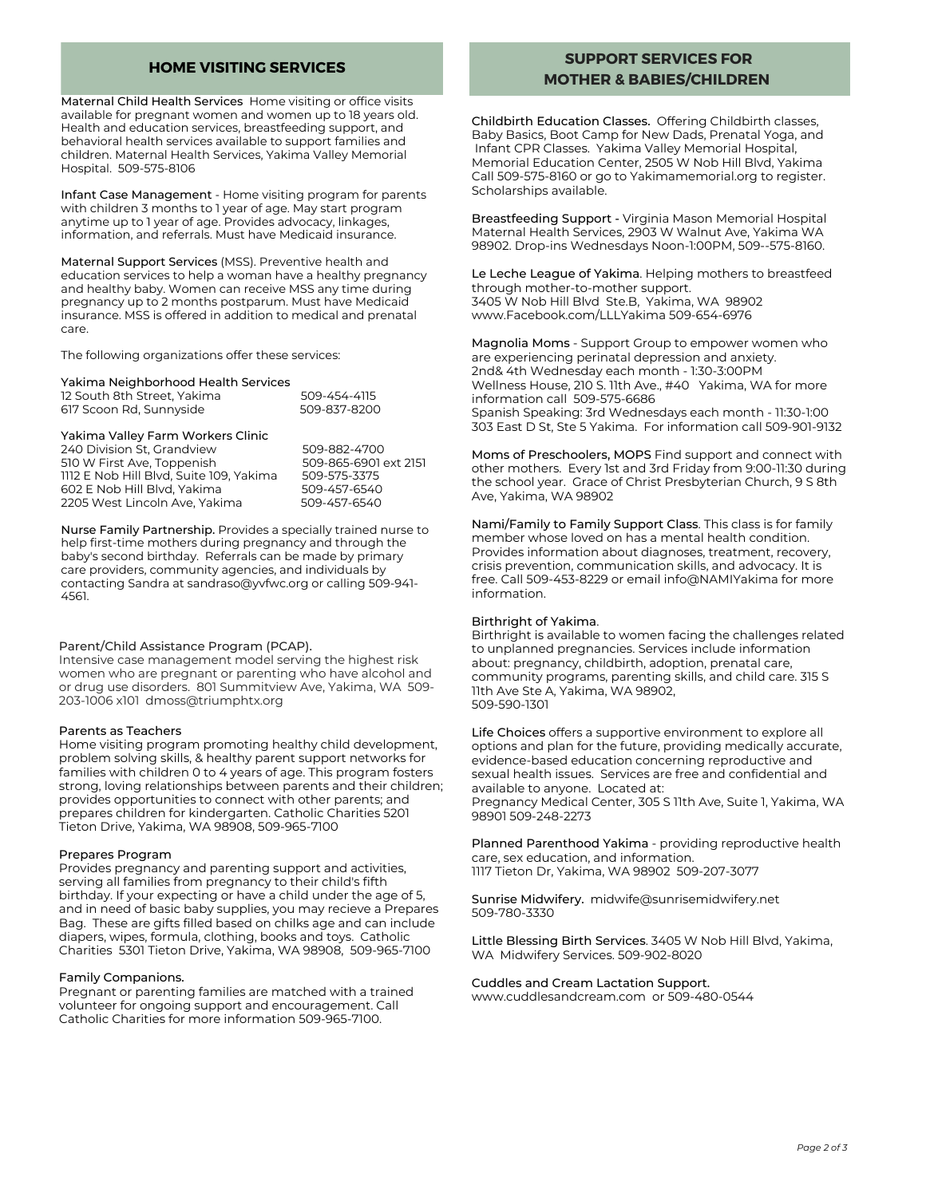## HOME VISITING SERVICES

Maternal Child Health Services  Home visiting or office visits available for pregnant women and women up to 18 years old. Health and education services, breastfeeding support, and behavioral health services available to support families and children. Maternal Health Services, Yakima Valley Memorial Hospital.  509-575-8106

Infant Case Management - Home visiting program for parents with children 3 months to 1 year of age. May start program anytime up to 1 year of age. Provides advocacy, linkages, information, and referrals. Must have Medicaid insurance.

Maternal Support Services (MSS). Preventive health and education services to help a woman have a healthy pregnancy and healthy baby. Women can receive MSS any time during pregnancy up to 2 months postparum. Must have Medicaid insurance. MSS is offered in addition to medical and prenatal care.

The following organizations offer these services:

Yakima Neighborhood Health Services

| | |
|---|---|
| 12 South 8th Street, Yakima | 509-454-4115 |
| 617 Scoon Rd, Sunnyside | 509-837-8200 |

Yakima Valley Farm Workers Clinic

| | |
|---|---|
| 240 Division St, Grandview | 509-882-4700 |
| 510 W First Ave, Toppenish | 509-865-6901 ext 2151 |
| 1112 E Nob Hill Blvd, Suite 109, Yakima | 509-575-3375 |
| 602 E Nob Hill Blvd, Yakima | 509-457-6540 |
| 2205 West Lincoln Ave, Yakima | 509-457-6540 |

Nurse Family Partnership. Provides a specially trained nurse to help first-time mothers during pregnancy and through the baby's second birthday.  Referrals can be made by primary care providers, community agencies, and individuals by contacting Sandra at sandraso@yvfwc.org or calling 509-941-4561.

Parent/Child Assistance Program (PCAP).
Intensive case management model serving the highest risk women who are pregnant or parenting who have alcohol and or drug use disorders.  801 Summitview Ave, Yakima, WA  509-203-1006 x101  dmoss@triumphtx.org

Parents as Teachers
Home visiting program promoting healthy child development, problem solving skills, & healthy parent support networks for families with children 0 to 4 years of age. This program fosters strong, loving relationships between parents and their children; provides opportunities to connect with other parents; and prepares children for kindergarten. Catholic Charities 5201 Tieton Drive, Yakima, WA 98908, 509-965-7100

Prepares Program
Provides pregnancy and parenting support and activities, serving all families from pregnancy to their child's fifth birthday. If your expecting or have a child under the age of 5, and in need of basic baby supplies, you may recieve a Prepares Bag.  These are gifts filled based on chilks age and can include diapers, wipes, formula, clothing, books and toys.  Catholic Charities  5301 Tieton Drive, Yakima, WA 98908,  509-965-7100

Family Companions.
Pregnant or parenting families are matched with a trained volunteer for ongoing support and encouragement. Call Catholic Charities for more information 509-965-7100.

## SUPPORT SERVICES FOR MOTHER & BABIES/CHILDREN

Childbirth Education Classes.  Offering Childbirth classes, Baby Basics, Boot Camp for New Dads, Prenatal Yoga, and Infant CPR Classes.  Yakima Valley Memorial Hospital, Memorial Education Center, 2505 W Nob Hill Blvd, Yakima Call 509-575-8160 or go to Yakimamemorial.org to register. Scholarships available.

Breastfeeding Support - Virginia Mason Memorial Hospital Maternal Health Services, 2903 W Walnut Ave, Yakima WA 98902. Drop-ins Wednesdays Noon-1:00PM, 509--575-8160.

Le Leche League of Yakima. Helping mothers to breastfeed through mother-to-mother support.
3405 W Nob Hill Blvd  Ste.B,  Yakima, WA  98902
www.Facebook.com/LLLYakima 509-654-6976

Magnolia Moms - Support Group to empower women who are experiencing perinatal depression and anxiety.
2nd& 4th Wednesday each month - 1:30-3:00PM
Wellness House, 210 S. 11th Ave., #40   Yakima, WA for more information call  509-575-6686
Spanish Speaking: 3rd Wednesdays each month - 11:30-1:00
303 East D St, Ste 5 Yakima.  For information call 509-901-9132

Moms of Preschoolers, MOPS Find support and connect with other mothers.  Every 1st and 3rd Friday from 9:00-11:30 during the school year.  Grace of Christ Presbyterian Church, 9 S 8th Ave, Yakima, WA 98902

Nami/Family to Family Support Class. This class is for family member whose loved on has a mental health condition. Provides information about diagnoses, treatment, recovery, crisis prevention, communication skills, and advocacy. It is free. Call 509-453-8229 or email info@NAMIYakima for more information.

Birthright of Yakima.
Birthright is available to women facing the challenges related to unplanned pregnancies. Services include information about: pregnancy, childbirth, adoption, prenatal care, community programs, parenting skills, and child care. 315 S 11th Ave Ste A, Yakima, WA 98902,
509-590-1301

Life Choices offers a supportive environment to explore all options and plan for the future, providing medically accurate, evidence-based education concerning reproductive and sexual health issues.  Services are free and confidential and available to anyone.  Located at:
Pregnancy Medical Center, 305 S 11th Ave, Suite 1, Yakima, WA 98901 509-248-2273

Planned Parenthood Yakima - providing reproductive health care, sex education, and information.
1117 Tieton Dr, Yakima, WA 98902  509-207-3077

Sunrise Midwifery.  midwife@sunrisemidwifery.net
509-780-3330

Little Blessing Birth Services. 3405 W Nob Hill Blvd, Yakima, WA  Midwifery Services. 509-902-8020

Cuddles and Cream Lactation Support.
www.cuddlesandcream.com  or 509-480-0544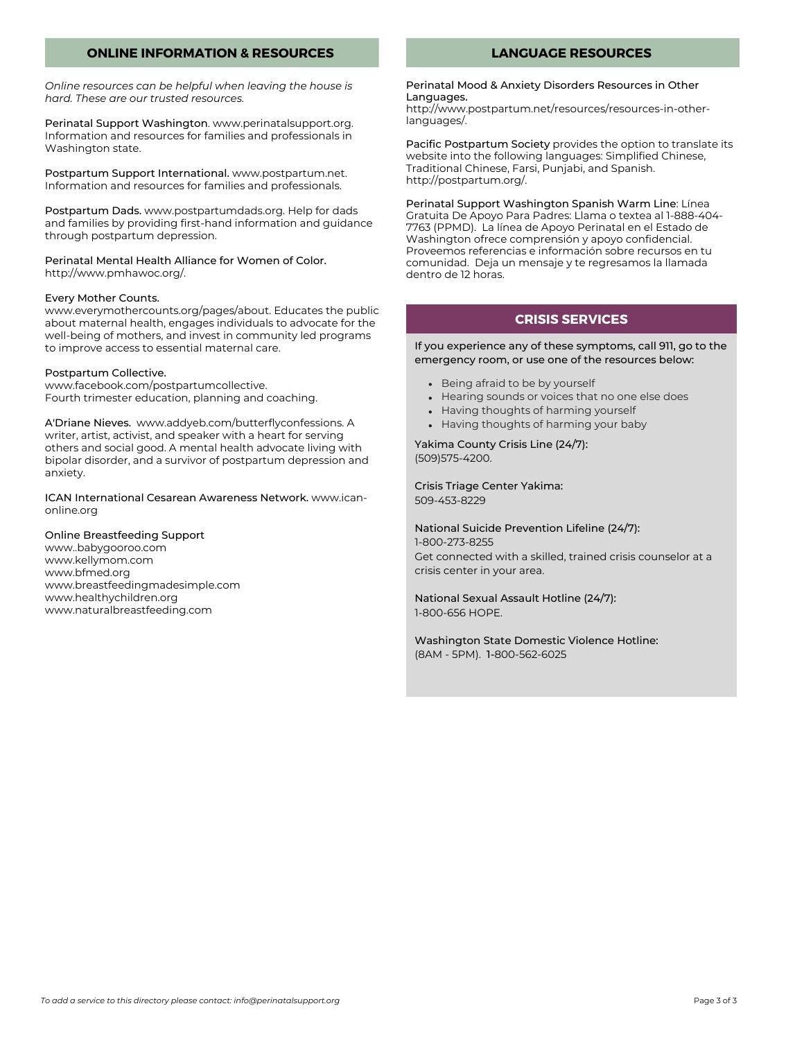## ONLINE INFORMATION & RESOURCES

*Online resources can be helpful when leaving the house is hard. These are our trusted resources.*

Perinatal Support Washington. www.perinatalsupport.org. Information and resources for families and professionals in Washington state.

Postpartum Support International. www.postpartum.net. Information and resources for families and professionals.

Postpartum Dads. www.postpartumdads.org. Help for dads and families by providing first-hand information and guidance through postpartum depression.

Perinatal Mental Health Alliance for Women of Color. http://www.pmhawoc.org/.

Every Mother Counts.
www.everymothercounts.org/pages/about. Educates the public about maternal health, engages individuals to advocate for the well-being of mothers, and invest in community led programs to improve access to essential maternal care.

Postpartum Collective.
www.facebook.com/postpartumcollective.
Fourth trimester education, planning and coaching.

A'Driane Nieves. www.addyeb.com/butterflyconfessions. A writer, artist, activist, and speaker with a heart for serving others and social good. A mental health advocate living with bipolar disorder, and a survivor of postpartum depression and anxiety.

ICAN International Cesarean Awareness Network. www.ican-online.org

Online Breastfeeding Support
www..babygooroo.com
www.kellymom.com
www.bfmed.org
www.breastfeedingmadesimple.com
www.healthychildren.org
www.naturalbreastfeeding.com

## LANGUAGE RESOURCES

Perinatal Mood & Anxiety Disorders Resources in Other Languages.
http://www.postpartum.net/resources/resources-in-other-languages/.

Pacific Postpartum Society provides the option to translate its website into the following languages: Simplified Chinese, Traditional Chinese, Farsi, Punjabi, and Spanish. http://postpartum.org/.

Perinatal Support Washington Spanish Warm Line: Línea Gratuita De Apoyo Para Padres: Llama o textea al 1-888-404-7763 (PPMD). La línea de Apoyo Perinatal en el Estado de Washington ofrece comprensión y apoyo confidencial. Proveemos referencias e información sobre recursos en tu comunidad. Deja un mensaje y te regresamos la llamada dentro de 12 horas.

## CRISIS SERVICES

If you experience any of these symptoms, call 911, go to the emergency room, or use one of the resources below:

- Being afraid to be by yourself
- Hearing sounds or voices that no one else does
- Having thoughts of harming yourself
- Having thoughts of harming your baby

Yakima County Crisis Line (24/7):
(509)575-4200.

Crisis Triage Center Yakima:
509-453-8229

National Suicide Prevention Lifeline (24/7):
1-800-273-8255
Get connected with a skilled, trained crisis counselor at a crisis center in your area.

National Sexual Assault Hotline (24/7):
1-800-656 HOPE.

Washington State Domestic Violence Hotline:
(8AM - 5PM). 1-800-562-6025

*To add a service to this directory please contact: info@perinatalsupport.org*